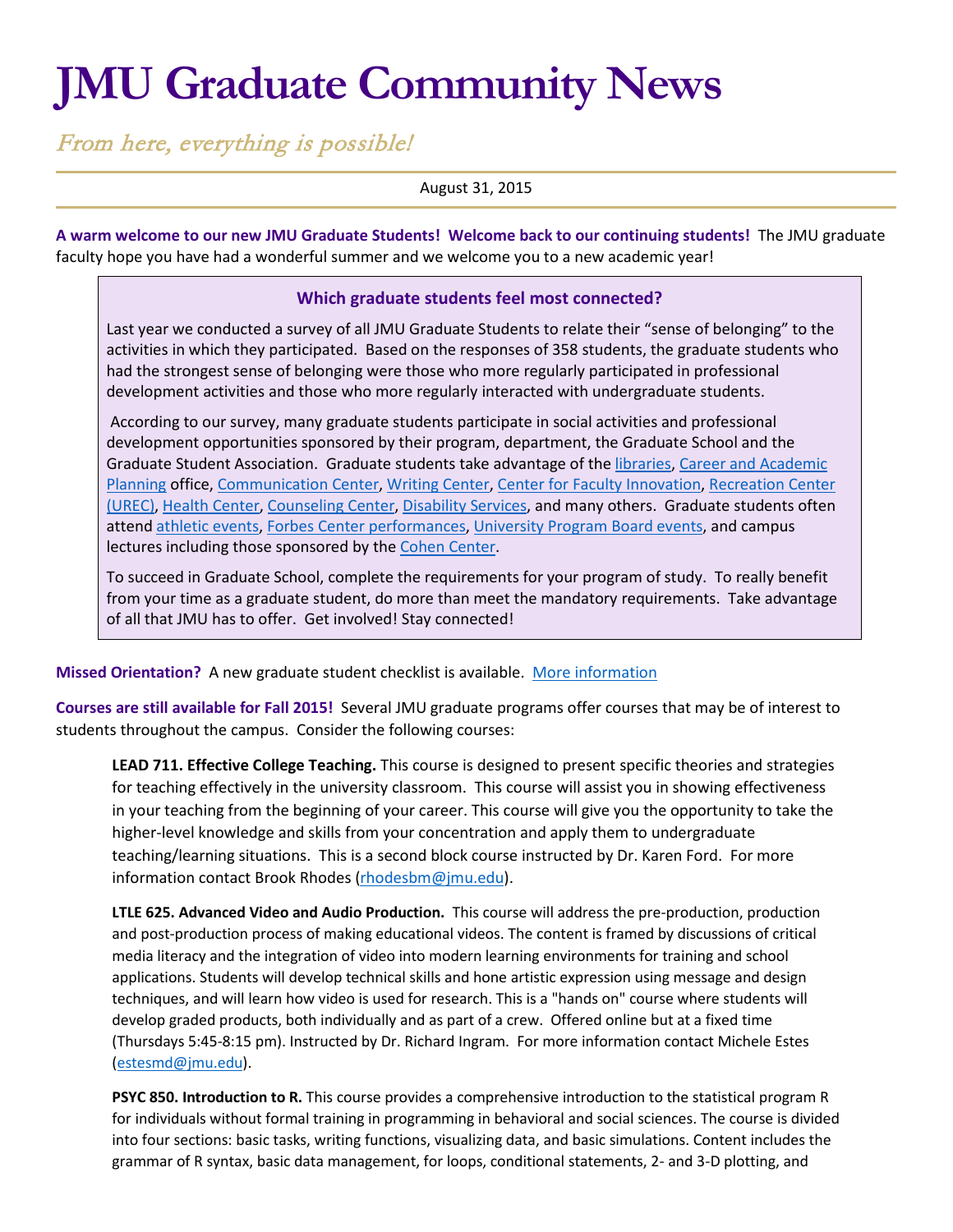# JMU Graduate Community News

*From here, everything is possible!*

August 31, 2015

**A warm welcome to our new JMU Graduate Students! Welcome back to our continuing students!** The JMU graduate faculty hope you have had a wonderful summer and we welcome you to a new academic year!

### Which graduate students feel most connected?

Last year we conducted a survey of all JMU Graduate Students to relate their "sense of belonging" to the activities in which they participated. Based on the responses of 358 students, the graduate students who had the strongest sense of belonging were those who more regularly participated in professional development activities and those who more regularly interacted with undergraduate students.

According to our survey, many graduate students participate in social activities and professional development opportunities sponsored by their program, department, the Graduate School and the Graduate Student Association. Graduate students take advantage of the libraries, Career and Academic Planning office, Communication Center, Writing Center, Center for Faculty Innovation, Recreation Center (UREC), Health Center, Counseling Center, Disability Services, and many others. Graduate students often attend athletic events, Forbes Center performances, University Program Board events, and campus lectures including those sponsored by the Cohen Center.

To succeed in Graduate School, complete the requirements for your program of study. To really benefit from your time as a graduate student, do more than meet the mandatory requirements. Take advantage of all that JMU has to offer. Get involved! Stay connected!

**Missed Orientation?** A new graduate student checklist is available. More information

**Courses are still available for Fall 2015!** Several JMU graduate programs offer courses that may be of interest to students throughout the campus. Consider the following courses:

**LEAD 711. Effective College Teaching.** This course is designed to present specific theories and strategies for teaching effectively in the university classroom. This course will assist you in showing effectiveness in your teaching from the beginning of your career. This course will give you the opportunity to take the higher-level knowledge and skills from your concentration and apply them to undergraduate teaching/learning situations. This is a second block course instructed by Dr. Karen Ford. For more information contact Brook Rhodes (rhodesbm@jmu.edu).

**LTLE 625. Advanced Video and Audio Production.** This course will address the pre-production, production and post-production process of making educational videos. The content is framed by discussions of critical media literacy and the integration of video into modern learning environments for training and school applications. Students will develop technical skills and hone artistic expression using message and design techniques, and will learn how video is used for research. This is a "hands on" course where students will develop graded products, both individually and as part of a crew. Offered online but at a fixed time (Thursdays 5:45-8:15 pm). Instructed by Dr. Richard Ingram. For more information contact Michele Estes (estesmd@jmu.edu).

**PSYC 850. Introduction to R.** This course provides a comprehensive introduction to the statistical program R for individuals without formal training in programming in behavioral and social sciences. The course is divided into four sections: basic tasks, writing functions, visualizing data, and basic simulations. Content includes the grammar of R syntax, basic data management, for loops, conditional statements, 2- and 3-D plotting, and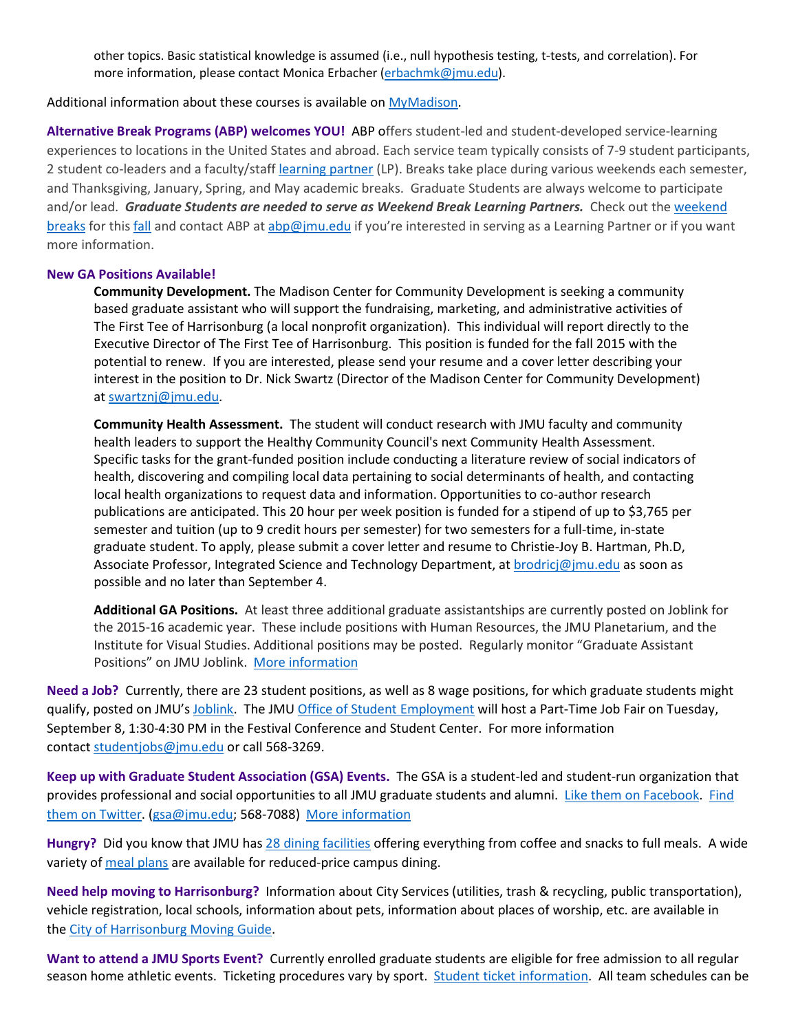other topics. Basic statistical knowledge is assumed (i.e., null hypothesis testing, t-tests, and correlation). For more information, please contact Monica Erbacher (erbachmk@jmu.edu).

Additional information about these courses is available on MyMadison.

**Alternative Break Programs (ABP) welcomes YOU!** ABP offers student-led and student-developed service-learning experiences to locations in the United States and abroad. Each service team typically consists of 7-9 student participants, 2 student co-leaders and a faculty/staff learning partner (LP). Breaks take place during various weekends each semester, and Thanksgiving, January, Spring, and May academic breaks. Graduate Students are always welcome to participate and/or lead. ***Graduate Students are needed to serve as Weekend Break Learning Partners.*** Check out the weekend breaks for this fall and contact ABP at abp@jmu.edu if you're interested in serving as a Learning Partner or if you want more information.

**New GA Positions Available!**

**Community Development.** The Madison Center for Community Development is seeking a community based graduate assistant who will support the fundraising, marketing, and administrative activities of The First Tee of Harrisonburg (a local nonprofit organization). This individual will report directly to the Executive Director of The First Tee of Harrisonburg. This position is funded for the fall 2015 with the potential to renew. If you are interested, please send your resume and a cover letter describing your interest in the position to Dr. Nick Swartz (Director of the Madison Center for Community Development) at swartznj@jmu.edu.

**Community Health Assessment.** The student will conduct research with JMU faculty and community health leaders to support the Healthy Community Council's next Community Health Assessment. Specific tasks for the grant-funded position include conducting a literature review of social indicators of health, discovering and compiling local data pertaining to social determinants of health, and contacting local health organizations to request data and information. Opportunities to co-author research publications are anticipated. This 20 hour per week position is funded for a stipend of up to $3,765 per semester and tuition (up to 9 credit hours per semester) for two semesters for a full-time, in-state graduate student. To apply, please submit a cover letter and resume to Christie-Joy B. Hartman, Ph.D, Associate Professor, Integrated Science and Technology Department, at brodricj@jmu.edu as soon as possible and no later than September 4.

**Additional GA Positions.** At least three additional graduate assistantships are currently posted on Joblink for the 2015-16 academic year. These include positions with Human Resources, the JMU Planetarium, and the Institute for Visual Studies. Additional positions may be posted. Regularly monitor "Graduate Assistant Positions" on JMU Joblink. More information

**Need a Job?** Currently, there are 23 student positions, as well as 8 wage positions, for which graduate students might qualify, posted on JMU's Joblink. The JMU Office of Student Employment will host a Part-Time Job Fair on Tuesday, September 8, 1:30-4:30 PM in the Festival Conference and Student Center. For more information contact studentjobs@jmu.edu or call 568-3269.

**Keep up with Graduate Student Association (GSA) Events.** The GSA is a student-led and student-run organization that provides professional and social opportunities to all JMU graduate students and alumni. Like them on Facebook. Find them on Twitter. (gsa@jmu.edu; 568-7088) More information

**Hungry?** Did you know that JMU has 28 dining facilities offering everything from coffee and snacks to full meals. A wide variety of meal plans are available for reduced-price campus dining.

**Need help moving to Harrisonburg?** Information about City Services (utilities, trash & recycling, public transportation), vehicle registration, local schools, information about pets, information about places of worship, etc. are available in the City of Harrisonburg Moving Guide.

**Want to attend a JMU Sports Event?** Currently enrolled graduate students are eligible for free admission to all regular season home athletic events. Ticketing procedures vary by sport. Student ticket information. All team schedules can be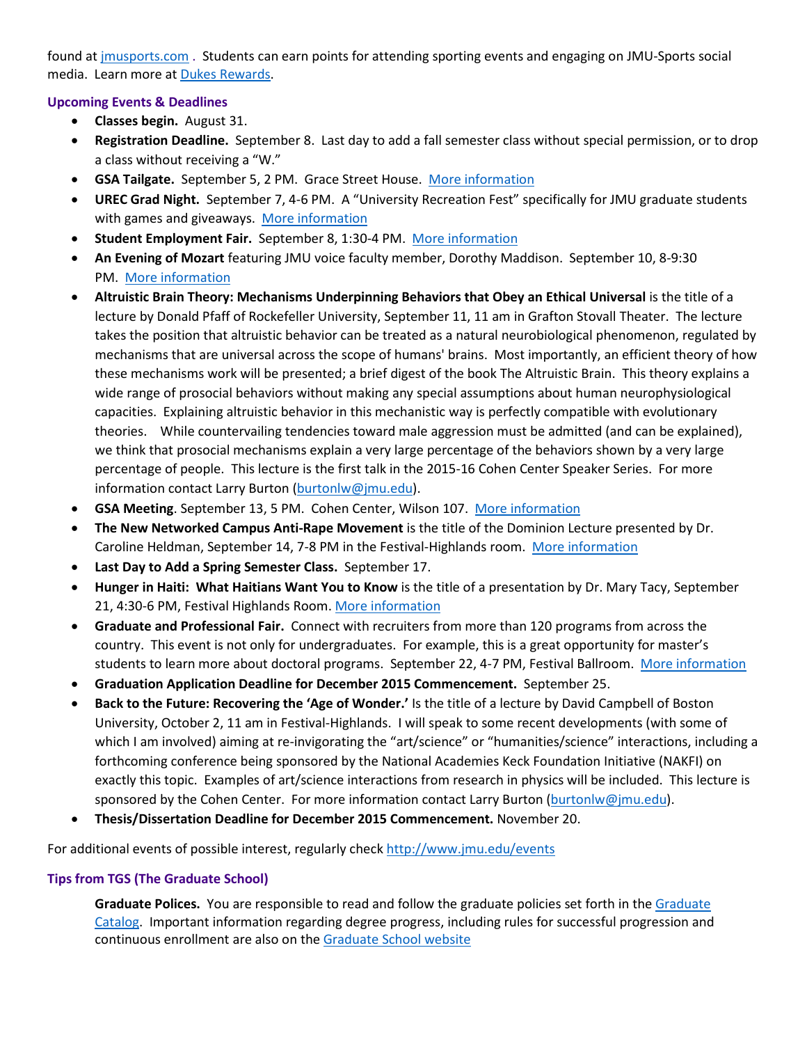found at jmusports.com . Students can earn points for attending sporting events and engaging on JMU-Sports social media. Learn more at Dukes Rewards.

### Upcoming Events & Deadlines

- **Classes begin.** August 31.
- **Registration Deadline.** September 8. Last day to add a fall semester class without special permission, or to drop a class without receiving a "W."
- **GSA Tailgate.** September 5, 2 PM. Grace Street House. More information
- **UREC Grad Night.** September 7, 4-6 PM. A "University Recreation Fest" specifically for JMU graduate students with games and giveaways. More information
- **Student Employment Fair.** September 8, 1:30-4 PM. More information
- **An Evening of Mozart** featuring JMU voice faculty member, Dorothy Maddison. September 10, 8-9:30 PM. More information
- **Altruistic Brain Theory: Mechanisms Underpinning Behaviors that Obey an Ethical Universal** is the title of a lecture by Donald Pfaff of Rockefeller University, September 11, 11 am in Grafton Stovall Theater. The lecture takes the position that altruistic behavior can be treated as a natural neurobiological phenomenon, regulated by mechanisms that are universal across the scope of humans' brains. Most importantly, an efficient theory of how these mechanisms work will be presented; a brief digest of the book The Altruistic Brain. This theory explains a wide range of prosocial behaviors without making any special assumptions about human neurophysiological capacities. Explaining altruistic behavior in this mechanistic way is perfectly compatible with evolutionary theories. While countervailing tendencies toward male aggression must be admitted (and can be explained), we think that prosocial mechanisms explain a very large percentage of the behaviors shown by a very large percentage of people. This lecture is the first talk in the 2015-16 Cohen Center Speaker Series. For more information contact Larry Burton (burtonlw@jmu.edu).
- **GSA Meeting**. September 13, 5 PM. Cohen Center, Wilson 107. More information
- **The New Networked Campus Anti-Rape Movement** is the title of the Dominion Lecture presented by Dr. Caroline Heldman, September 14, 7-8 PM in the Festival-Highlands room. More information
- **Last Day to Add a Spring Semester Class.** September 17.
- **Hunger in Haiti: What Haitians Want You to Know** is the title of a presentation by Dr. Mary Tacy, September 21, 4:30-6 PM, Festival Highlands Room. More information
- **Graduate and Professional Fair.** Connect with recruiters from more than 120 programs from across the country. This event is not only for undergraduates. For example, this is a great opportunity for master's students to learn more about doctoral programs. September 22, 4-7 PM, Festival Ballroom. More information
- **Graduation Application Deadline for December 2015 Commencement.** September 25.
- **Back to the Future: Recovering the 'Age of Wonder.'** Is the title of a lecture by David Campbell of Boston University, October 2, 11 am in Festival-Highlands. I will speak to some recent developments (with some of which I am involved) aiming at re-invigorating the "art/science" or "humanities/science" interactions, including a forthcoming conference being sponsored by the National Academies Keck Foundation Initiative (NAKFI) on exactly this topic. Examples of art/science interactions from research in physics will be included. This lecture is sponsored by the Cohen Center. For more information contact Larry Burton (burtonlw@jmu.edu).
- **Thesis/Dissertation Deadline for December 2015 Commencement.** November 20.

For additional events of possible interest, regularly check http://www.jmu.edu/events

### Tips from TGS (The Graduate School)

**Graduate Polices.** You are responsible to read and follow the graduate policies set forth in the Graduate Catalog. Important information regarding degree progress, including rules for successful progression and continuous enrollment are also on the Graduate School website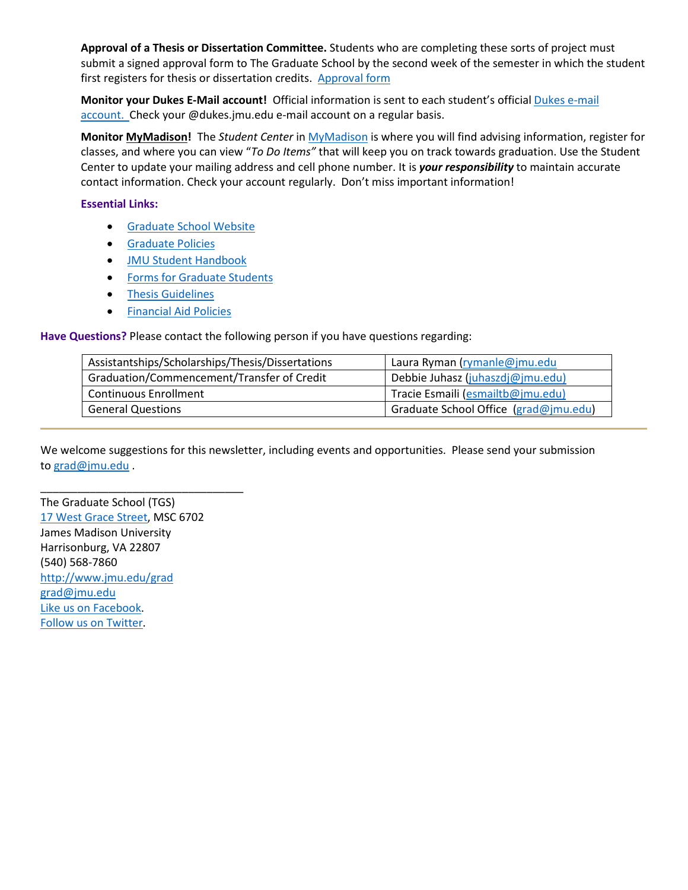**Approval of a Thesis or Dissertation Committee.** Students who are completing these sorts of project must submit a signed approval form to The Graduate School by the second week of the semester in which the student first registers for thesis or dissertation credits. Approval form

**Monitor your Dukes E-Mail account!** Official information is sent to each student's official Dukes e-mail account. Check your @dukes.jmu.edu e-mail account on a regular basis.

**Monitor MyMadison!** The *Student Center* in MyMadison is where you will find advising information, register for classes, and where you can view "*To Do Items*" that will keep you on track towards graduation. Use the Student Center to update your mailing address and cell phone number. It is ***your responsibility*** to maintain accurate contact information. Check your account regularly. Don't miss important information!

**Essential Links:**

- Graduate School Website
- Graduate Policies
- JMU Student Handbook
- Forms for Graduate Students
- Thesis Guidelines
- Financial Aid Policies

**Have Questions?** Please contact the following person if you have questions regarding:

| | |
|---|---|
| Assistantships/Scholarships/Thesis/Dissertations | Laura Ryman (rymanle@jmu.edu |
| Graduation/Commencement/Transfer of Credit | Debbie Juhasz (juhaszdj@jmu.edu) |
| Continuous Enrollment | Tracie Esmaili (esmailtb@jmu.edu) |
| General Questions | Graduate School Office (grad@jmu.edu) |

---

We welcome suggestions for this newsletter, including events and opportunities. Please send your submission to grad@jmu.edu .

________________________________

The Graduate School (TGS)
17 West Grace Street, MSC 6702
James Madison University
Harrisonburg, VA 22807
(540) 568-7860
http://www.jmu.edu/grad
grad@jmu.edu
Like us on Facebook.
Follow us on Twitter.